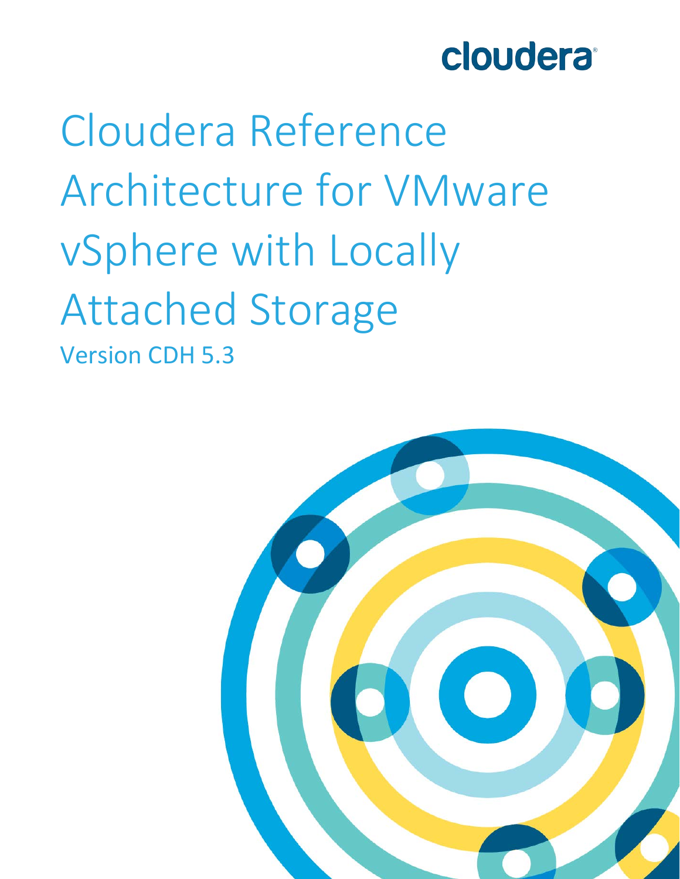cloudera

# Cloudera Reference Architecture for VMware vSphere with Locally Attached Storage

Version CDH 5.3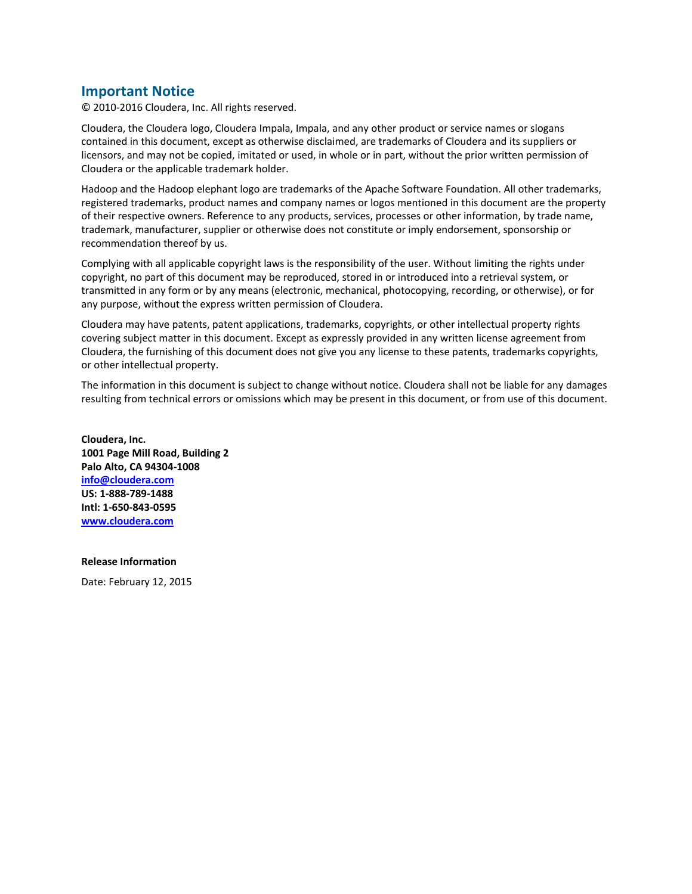## Important Notice

© 2010-2016 Cloudera, Inc. All rights reserved.

Cloudera, the Cloudera logo, Cloudera Impala, Impala, and any other product or service names or slogans contained in this document, except as otherwise disclaimed, are trademarks of Cloudera and its suppliers or licensors, and may not be copied, imitated or used, in whole or in part, without the prior written permission of Cloudera or the applicable trademark holder.

Hadoop and the Hadoop elephant logo are trademarks of the Apache Software Foundation. All other trademarks, registered trademarks, product names and company names or logos mentioned in this document are the property of their respective owners. Reference to any products, services, processes or other information, by trade name, trademark, manufacturer, supplier or otherwise does not constitute or imply endorsement, sponsorship or recommendation thereof by us.

Complying with all applicable copyright laws is the responsibility of the user. Without limiting the rights under copyright, no part of this document may be reproduced, stored in or introduced into a retrieval system, or transmitted in any form or by any means (electronic, mechanical, photocopying, recording, or otherwise), or for any purpose, without the express written permission of Cloudera.

Cloudera may have patents, patent applications, trademarks, copyrights, or other intellectual property rights covering subject matter in this document. Except as expressly provided in any written license agreement from Cloudera, the furnishing of this document does not give you any license to these patents, trademarks copyrights, or other intellectual property.

The information in this document is subject to change without notice. Cloudera shall not be liable for any damages resulting from technical errors or omissions which may be present in this document, or from use of this document.

**Cloudera, Inc.**
**1001 Page Mill Road, Building 2**
**Palo Alto, CA 94304-1008**
**info@cloudera.com**
**US: 1-888-789-1488**
**Intl: 1-650-843-0595**
**www.cloudera.com**

**Release Information**

Date: February 12, 2015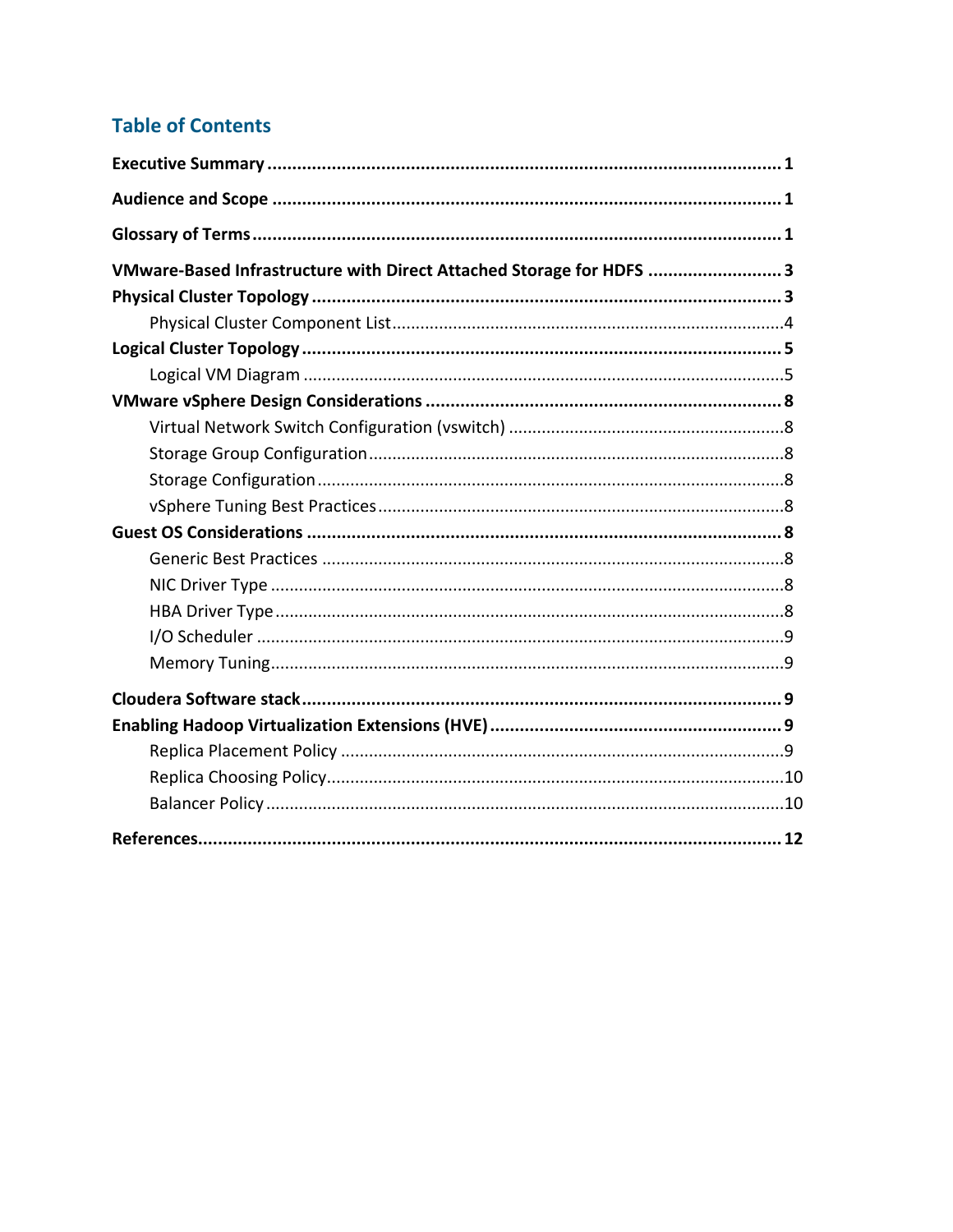## Table of Contents

**Executive Summary** ........................................................................................................ **1**

**Audience and Scope** ....................................................................................................... **1**

**Glossary of Terms** .......................................................................................................... **1**

**VMware-Based Infrastructure with Direct Attached Storage for HDFS** ........................... **3**

**Physical Cluster Topology** ............................................................................................... **3**

- Physical Cluster Component List .................................................................................. 4

**Logical Cluster Topology** ................................................................................................. **5**

- Logical VM Diagram ...................................................................................................... 5

**VMware vSphere Design Considerations** ....................................................................... **8**

- Virtual Network Switch Configuration (vswitch) ........................................................... 8
- Storage Group Configuration ........................................................................................ 8
- Storage Configuration ................................................................................................... 8
- vSphere Tuning Best Practices ...................................................................................... 8

**Guest OS Considerations** ................................................................................................ **8**

- Generic Best Practices .................................................................................................. 8
- NIC Driver Type ............................................................................................................ 8
- HBA Driver Type ........................................................................................................... 8
- I/O Scheduler ................................................................................................................ 9
- Memory Tuning ............................................................................................................. 9

**Cloudera Software stack** ................................................................................................. **9**

**Enabling Hadoop Virtualization Extensions (HVE)** .......................................................... **9**

- Replica Placement Policy .............................................................................................. 9
- Replica Choosing Policy ................................................................................................ 10
- Balancer Policy ............................................................................................................. 10

**References** ...................................................................................................................... **12**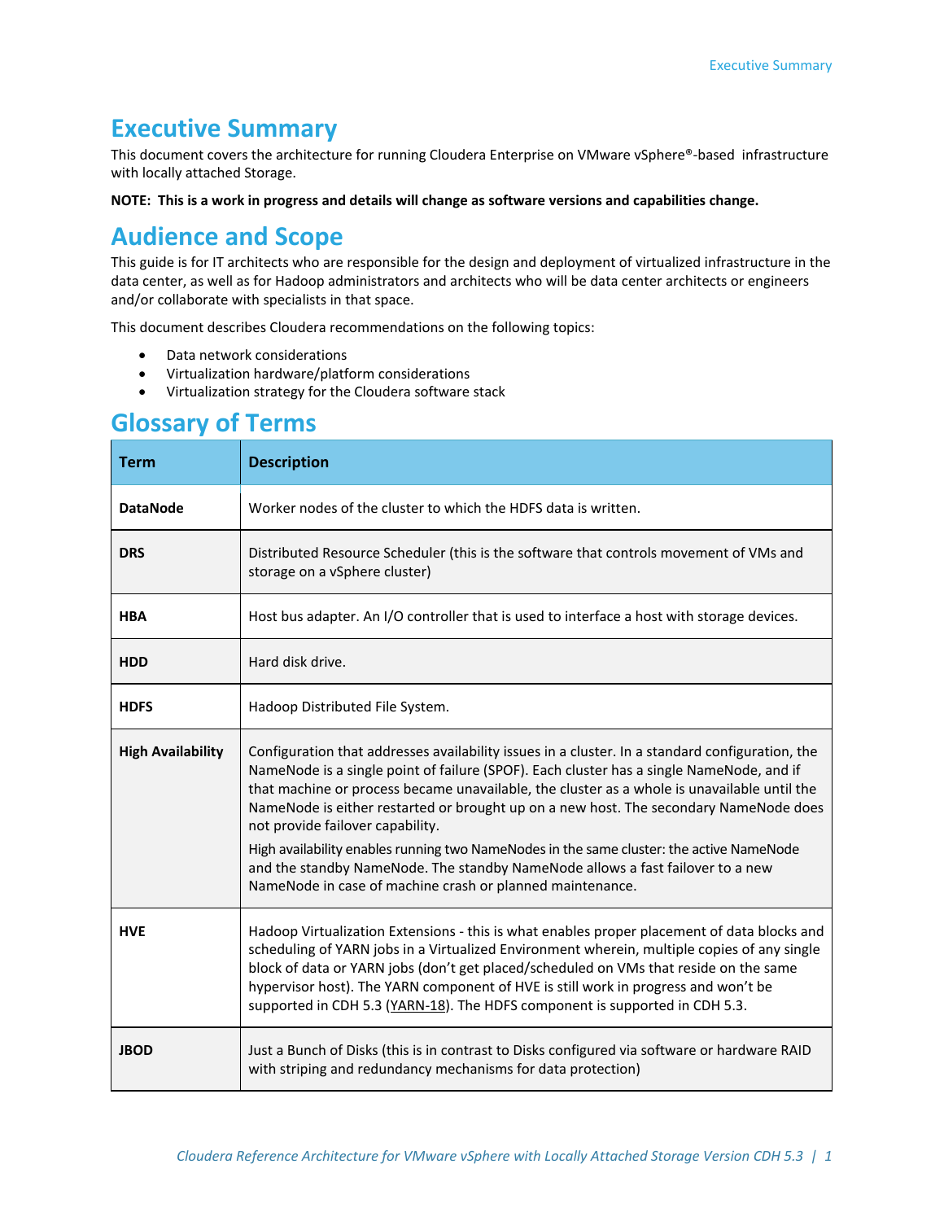# Executive Summary

This document covers the architecture for running Cloudera Enterprise on VMware vSphere®-based infrastructure with locally attached Storage.

**NOTE: This is a work in progress and details will change as software versions and capabilities change.**

# Audience and Scope

This guide is for IT architects who are responsible for the design and deployment of virtualized infrastructure in the data center, as well as for Hadoop administrators and architects who will be data center architects or engineers and/or collaborate with specialists in that space.

This document describes Cloudera recommendations on the following topics:

- Data network considerations
- Virtualization hardware/platform considerations
- Virtualization strategy for the Cloudera software stack

# Glossary of Terms

| Term | Description |
|---|---|
| **DataNode** | Worker nodes of the cluster to which the HDFS data is written. |
| **DRS** | Distributed Resource Scheduler (this is the software that controls movement of VMs and storage on a vSphere cluster) |
| **HBA** | Host bus adapter. An I/O controller that is used to interface a host with storage devices. |
| **HDD** | Hard disk drive. |
| **HDFS** | Hadoop Distributed File System. |
| **High Availability** | Configuration that addresses availability issues in a cluster. In a standard configuration, the NameNode is a single point of failure (SPOF). Each cluster has a single NameNode, and if that machine or process became unavailable, the cluster as a whole is unavailable until the NameNode is either restarted or brought up on a new host. The secondary NameNode does not provide failover capability. High availability enables running two NameNodes in the same cluster: the active NameNode and the standby NameNode. The standby NameNode allows a fast failover to a new NameNode in case of machine crash or planned maintenance. |
| **HVE** | Hadoop Virtualization Extensions - this is what enables proper placement of data blocks and scheduling of YARN jobs in a Virtualized Environment wherein, multiple copies of any single block of data or YARN jobs (don't get placed/scheduled on VMs that reside on the same hypervisor host). The YARN component of HVE is still work in progress and won't be supported in CDH 5.3 (YARN-18). The HDFS component is supported in CDH 5.3. |
| **JBOD** | Just a Bunch of Disks (this is in contrast to Disks configured via software or hardware RAID with striping and redundancy mechanisms for data protection) |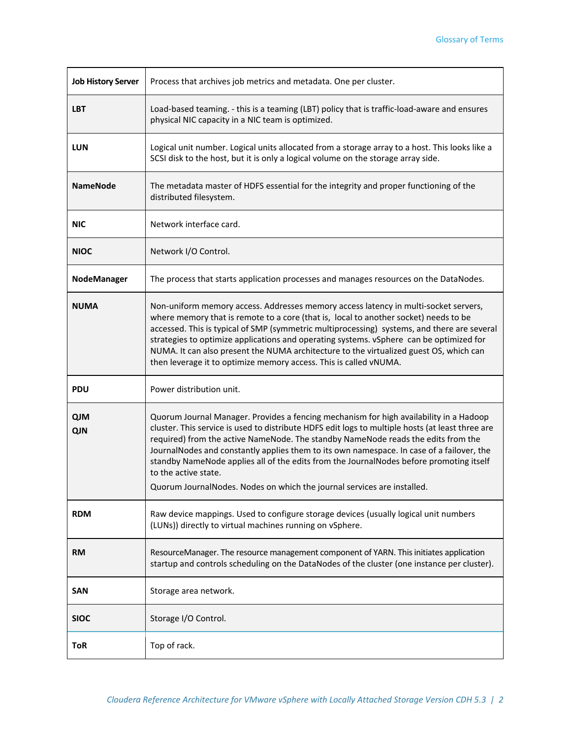| | |
|---|---|
| **Job History Server** | Process that archives job metrics and metadata. One per cluster. |
| **LBT** | Load-based teaming. - this is a teaming (LBT) policy that is traffic-load-aware and ensures physical NIC capacity in a NIC team is optimized. |
| **LUN** | Logical unit number. Logical units allocated from a storage array to a host. This looks like a SCSI disk to the host, but it is only a logical volume on the storage array side. |
| **NameNode** | The metadata master of HDFS essential for the integrity and proper functioning of the distributed filesystem. |
| **NIC** | Network interface card. |
| **NIOC** | Network I/O Control. |
| **NodeManager** | The process that starts application processes and manages resources on the DataNodes. |
| **NUMA** | Non-uniform memory access. Addresses memory access latency in multi-socket servers, where memory that is remote to a core (that is, local to another socket) needs to be accessed. This is typical of SMP (symmetric multiprocessing) systems, and there are several strategies to optimize applications and operating systems. vSphere can be optimized for NUMA. It can also present the NUMA architecture to the virtualized guest OS, which can then leverage it to optimize memory access. This is called vNUMA. |
| **PDU** | Power distribution unit. |
| **QJM**<br>**QJN** | Quorum Journal Manager. Provides a fencing mechanism for high availability in a Hadoop cluster. This service is used to distribute HDFS edit logs to multiple hosts (at least three are required) from the active NameNode. The standby NameNode reads the edits from the JournalNodes and constantly applies them to its own namespace. In case of a failover, the standby NameNode applies all of the edits from the JournalNodes before promoting itself to the active state.<br>Quorum JournalNodes. Nodes on which the journal services are installed. |
| **RDM** | Raw device mappings. Used to configure storage devices (usually logical unit numbers (LUNs)) directly to virtual machines running on vSphere. |
| **RM** | ResourceManager. The resource management component of YARN. This initiates application startup and controls scheduling on the DataNodes of the cluster (one instance per cluster). |
| **SAN** | Storage area network. |
| **SIOC** | Storage I/O Control. |
| **ToR** | Top of rack. |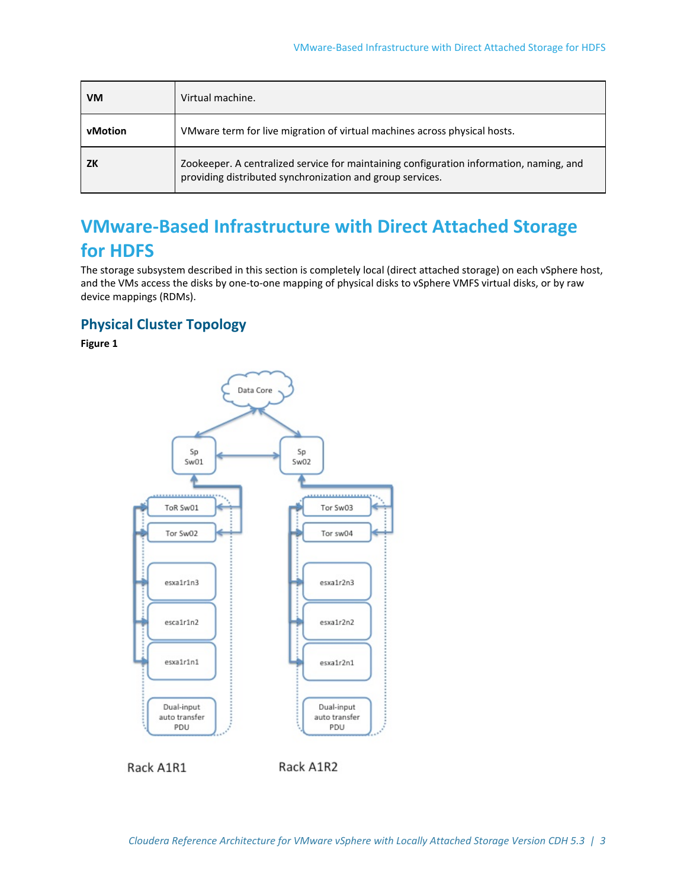| VM | Virtual machine. |
| --- | --- |
| vMotion | VMware term for live migration of virtual machines across physical hosts. |
| ZK | Zookeeper. A centralized service for maintaining configuration information, naming, and providing distributed synchronization and group services. |

# VMware-Based Infrastructure with Direct Attached Storage for HDFS

The storage subsystem described in this section is completely local (direct attached storage) on each vSphere host, and the VMs access the disks by one-to-one mapping of physical disks to vSphere VMFS virtual disks, or by raw device mappings (RDMs).

## Physical Cluster Topology

**Figure 1**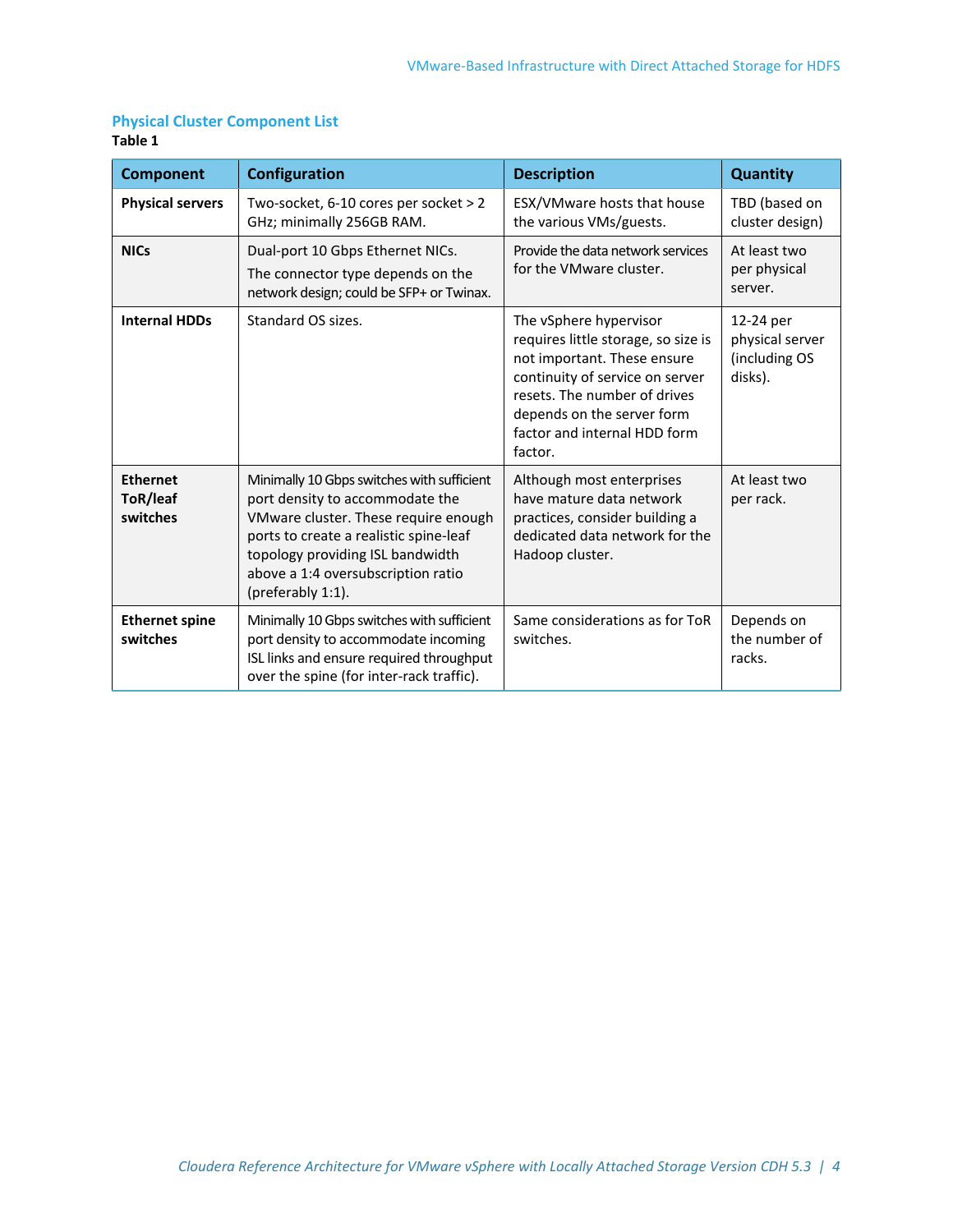### Physical Cluster Component List

**Table 1**

| Component | Configuration | Description | Quantity |
|---|---|---|---|
| **Physical servers** | Two-socket, 6-10 cores per socket > 2 GHz; minimally 256GB RAM. | ESX/VMware hosts that house the various VMs/guests. | TBD (based on cluster design) |
| **NICs** | Dual-port 10 Gbps Ethernet NICs. The connector type depends on the network design; could be SFP+ or Twinax. | Provide the data network services for the VMware cluster. | At least two per physical server. |
| **Internal HDDs** | Standard OS sizes. | The vSphere hypervisor requires little storage, so size is not important. These ensure continuity of service on server resets. The number of drives depends on the server form factor and internal HDD form factor. | 12-24 per physical server (including OS disks). |
| **Ethernet ToR/leaf switches** | Minimally 10 Gbps switches with sufficient port density to accommodate the VMware cluster. These require enough ports to create a realistic spine-leaf topology providing ISL bandwidth above a 1:4 oversubscription ratio (preferably 1:1). | Although most enterprises have mature data network practices, consider building a dedicated data network for the Hadoop cluster. | At least two per rack. |
| **Ethernet spine switches** | Minimally 10 Gbps switches with sufficient port density to accommodate incoming ISL links and ensure required throughput over the spine (for inter-rack traffic). | Same considerations as for ToR switches. | Depends on the number of racks. |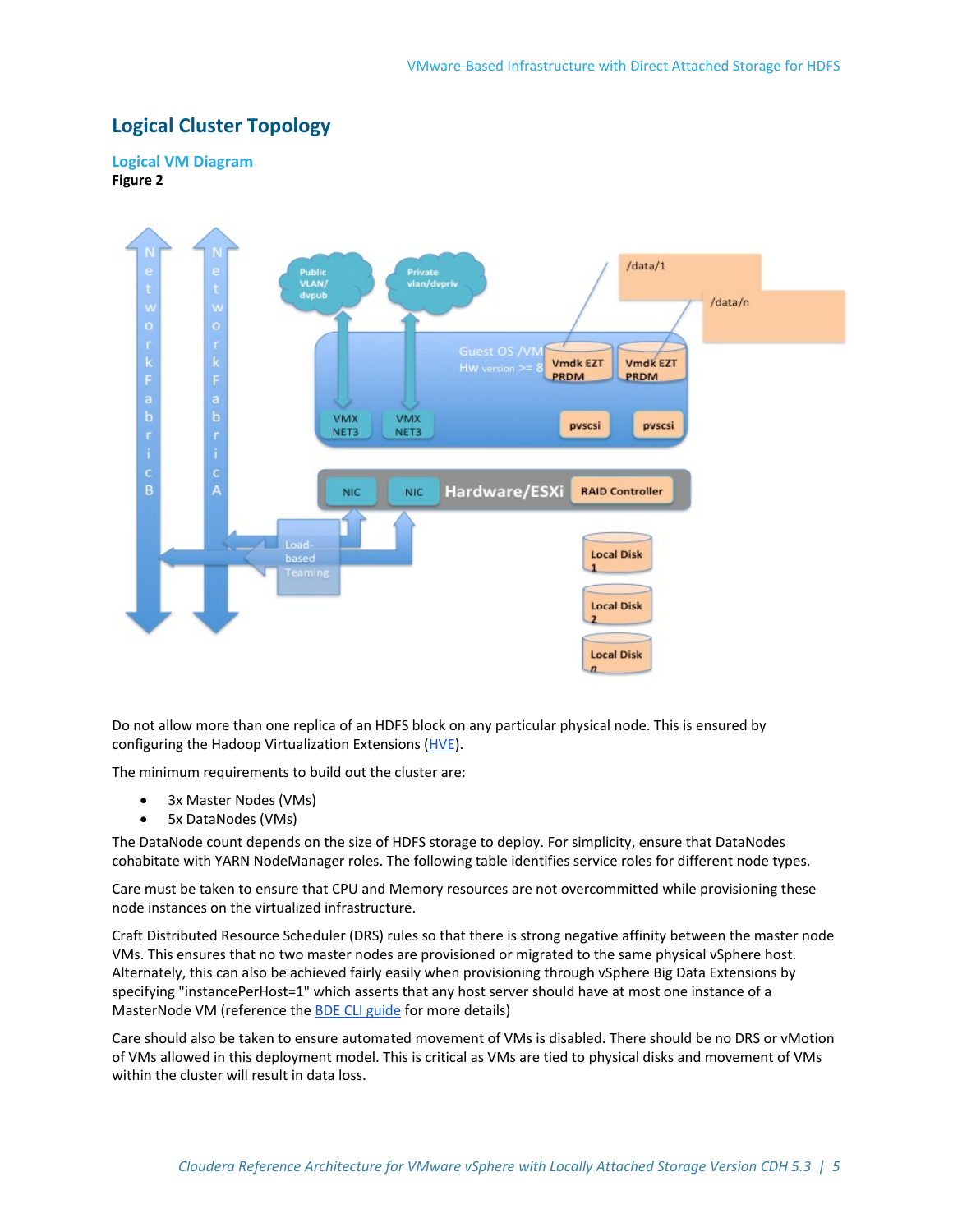## Logical Cluster Topology

### Logical VM Diagram

**Figure 2**

Do not allow more than one replica of an HDFS block on any particular physical node. This is ensured by configuring the Hadoop Virtualization Extensions (HVE).

The minimum requirements to build out the cluster are:

- 3x Master Nodes (VMs)
- 5x DataNodes (VMs)

The DataNode count depends on the size of HDFS storage to deploy. For simplicity, ensure that DataNodes cohabitate with YARN NodeManager roles. The following table identifies service roles for different node types.

Care must be taken to ensure that CPU and Memory resources are not overcommitted while provisioning these node instances on the virtualized infrastructure.

Craft Distributed Resource Scheduler (DRS) rules so that there is strong negative affinity between the master node VMs. This ensures that no two master nodes are provisioned or migrated to the same physical vSphere host. Alternately, this can also be achieved fairly easily when provisioning through vSphere Big Data Extensions by specifying "instancePerHost=1" which asserts that any host server should have at most one instance of a MasterNode VM (reference the BDE CLI guide for more details)

Care should also be taken to ensure automated movement of VMs is disabled. There should be no DRS or vMotion of VMs allowed in this deployment model. This is critical as VMs are tied to physical disks and movement of VMs within the cluster will result in data loss.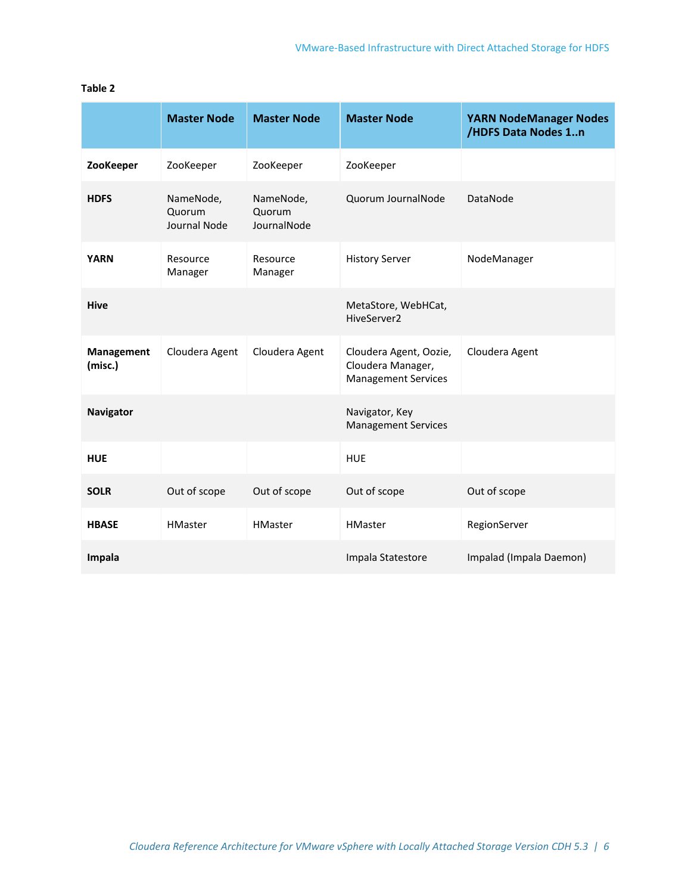**Table 2**

| | Master Node | Master Node | Master Node | YARN NodeManager Nodes /HDFS Data Nodes 1..n |
|---|---|---|---|---|
| **ZooKeeper** | ZooKeeper | ZooKeeper | ZooKeeper | |
| **HDFS** | NameNode, Quorum Journal Node | NameNode, Quorum JournalNode | Quorum JournalNode | DataNode |
| **YARN** | Resource Manager | Resource Manager | History Server | NodeManager |
| **Hive** | | | MetaStore, WebHCat, HiveServer2 | |
| **Management (misc.)** | Cloudera Agent | Cloudera Agent | Cloudera Agent, Oozie, Cloudera Manager, Management Services | Cloudera Agent |
| **Navigator** | | | Navigator, Key Management Services | |
| **HUE** | | | HUE | |
| **SOLR** | Out of scope | Out of scope | Out of scope | Out of scope |
| **HBASE** | HMaster | HMaster | HMaster | RegionServer |
| **Impala** | | | Impala Statestore | Impalad (Impala Daemon) |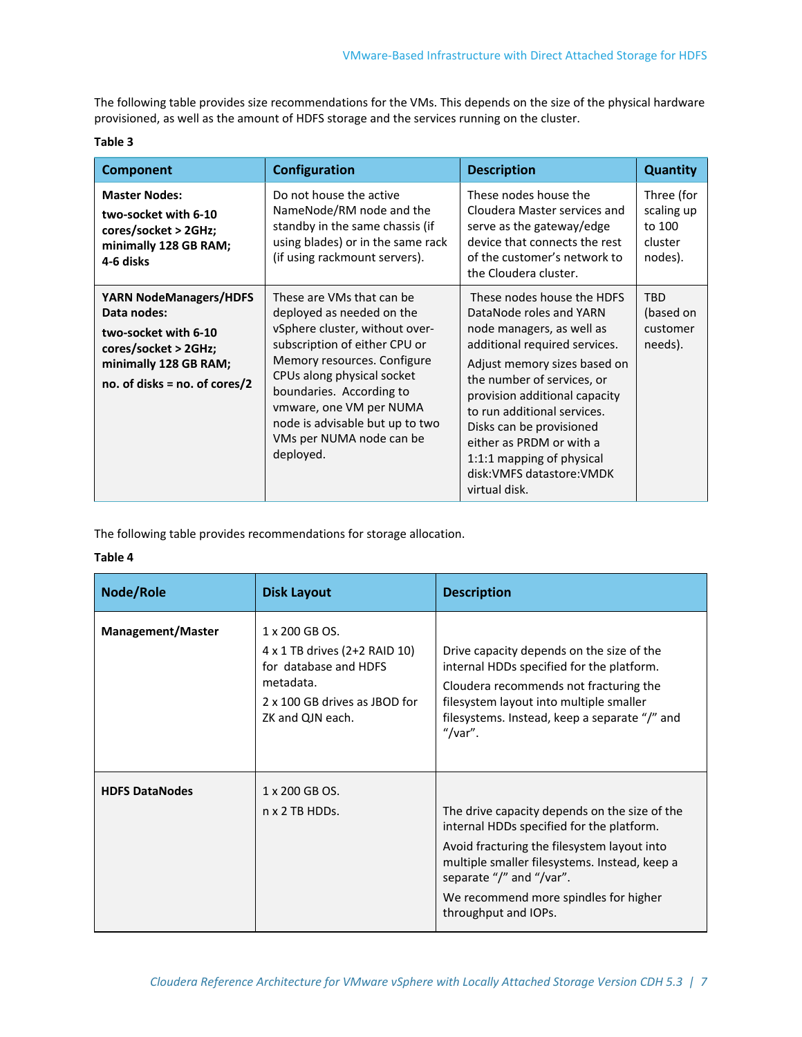The following table provides size recommendations for the VMs. This depends on the size of the physical hardware provisioned, as well as the amount of HDFS storage and the services running on the cluster.

**Table 3**

| Component | Configuration | Description | Quantity |
|---|---|---|---|
| **Master Nodes:**<br>**two-socket with 6-10 cores/socket > 2GHz; minimally 128 GB RAM; 4-6 disks** | Do not house the active NameNode/RM node and the standby in the same chassis (if using blades) or in the same rack (if using rackmount servers). | These nodes house the Cloudera Master services and serve as the gateway/edge device that connects the rest of the customer's network to the Cloudera cluster. | Three (for scaling up to 100 cluster nodes). |
| **YARN NodeManagers/HDFS Data nodes:**<br>**two-socket with 6-10 cores/socket > 2GHz; minimally 128 GB RAM;**<br>**no. of disks = no. of cores/2** | These are VMs that can be deployed as needed on the vSphere cluster, without over-subscription of either CPU or Memory resources. Configure CPUs along physical socket boundaries. According to vmware, one VM per NUMA node is advisable but up to two VMs per NUMA node can be deployed. | These nodes house the HDFS DataNode roles and YARN node managers, as well as additional required services.<br>Adjust memory sizes based on the number of services, or provision additional capacity to run additional services. Disks can be provisioned either as PRDM or with a 1:1:1 mapping of physical disk:VMFS datastore:VMDK virtual disk. | TBD (based on customer needs). |

The following table provides recommendations for storage allocation.

**Table 4**

| Node/Role | Disk Layout | Description |
|---|---|---|
| **Management/Master** | 1 x 200 GB OS.<br>4 x 1 TB drives (2+2 RAID 10) for database and HDFS metadata.<br>2 x 100 GB drives as JBOD for ZK and QJN each. | Drive capacity depends on the size of the internal HDDs specified for the platform.<br>Cloudera recommends not fracturing the filesystem layout into multiple smaller filesystems. Instead, keep a separate "/" and "/var". |
| **HDFS DataNodes** | 1 x 200 GB OS.<br>n x 2 TB HDDs. | The drive capacity depends on the size of the internal HDDs specified for the platform.<br>Avoid fracturing the filesystem layout into multiple smaller filesystems. Instead, keep a separate "/" and "/var".<br>We recommend more spindles for higher throughput and IOPs. |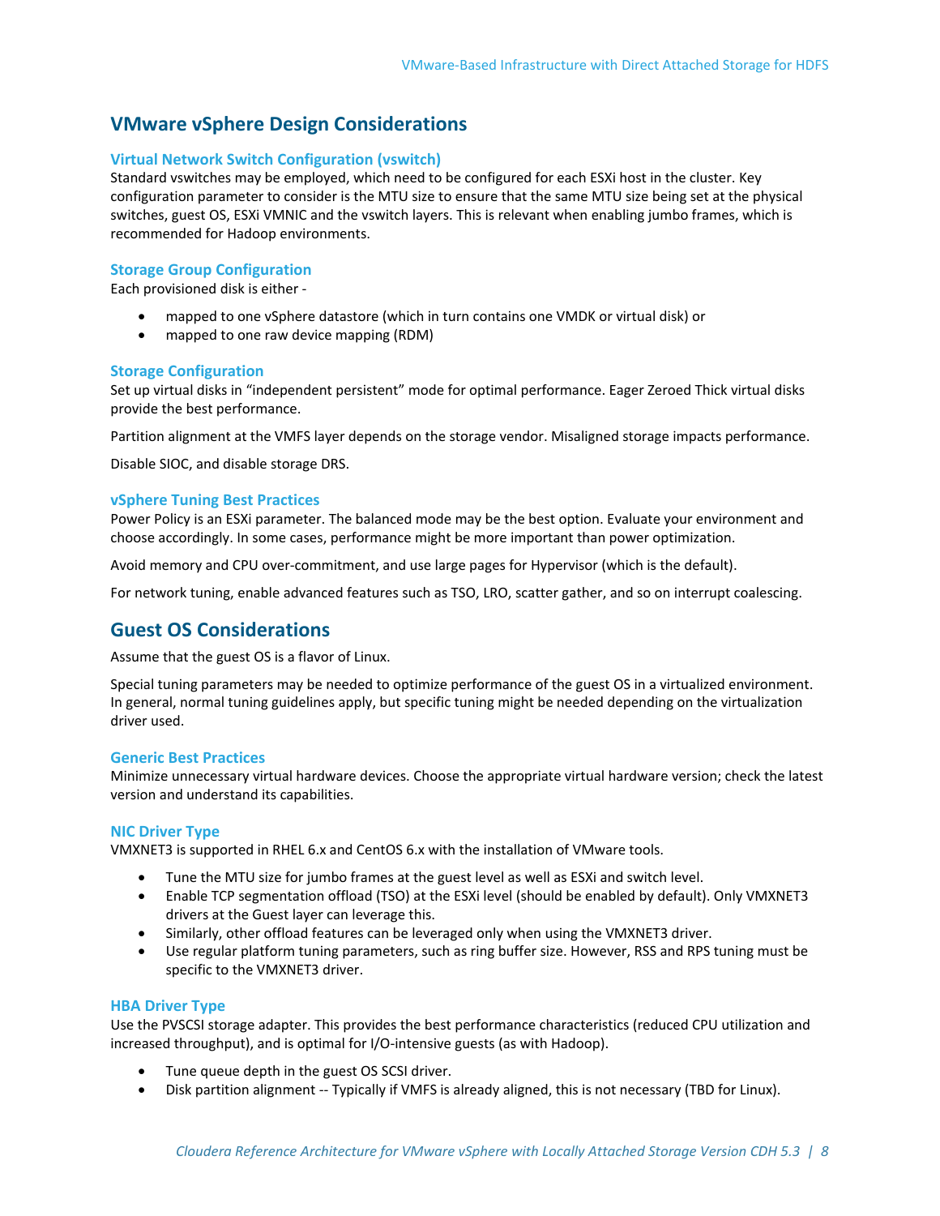## VMware vSphere Design Considerations

### Virtual Network Switch Configuration (vswitch)

Standard vswitches may be employed, which need to be configured for each ESXi host in the cluster. Key configuration parameter to consider is the MTU size to ensure that the same MTU size being set at the physical switches, guest OS, ESXi VMNIC and the vswitch layers. This is relevant when enabling jumbo frames, which is recommended for Hadoop environments.

### Storage Group Configuration

Each provisioned disk is either -

- mapped to one vSphere datastore (which in turn contains one VMDK or virtual disk) or
- mapped to one raw device mapping (RDM)

### Storage Configuration

Set up virtual disks in "independent persistent" mode for optimal performance. Eager Zeroed Thick virtual disks provide the best performance.

Partition alignment at the VMFS layer depends on the storage vendor. Misaligned storage impacts performance.

Disable SIOC, and disable storage DRS.

### vSphere Tuning Best Practices

Power Policy is an ESXi parameter. The balanced mode may be the best option. Evaluate your environment and choose accordingly. In some cases, performance might be more important than power optimization.

Avoid memory and CPU over-commitment, and use large pages for Hypervisor (which is the default).

For network tuning, enable advanced features such as TSO, LRO, scatter gather, and so on interrupt coalescing.

## Guest OS Considerations

Assume that the guest OS is a flavor of Linux.

Special tuning parameters may be needed to optimize performance of the guest OS in a virtualized environment. In general, normal tuning guidelines apply, but specific tuning might be needed depending on the virtualization driver used.

### Generic Best Practices

Minimize unnecessary virtual hardware devices. Choose the appropriate virtual hardware version; check the latest version and understand its capabilities.

### NIC Driver Type

VMXNET3 is supported in RHEL 6.x and CentOS 6.x with the installation of VMware tools.

- Tune the MTU size for jumbo frames at the guest level as well as ESXi and switch level.
- Enable TCP segmentation offload (TSO) at the ESXi level (should be enabled by default). Only VMXNET3 drivers at the Guest layer can leverage this.
- Similarly, other offload features can be leveraged only when using the VMXNET3 driver.
- Use regular platform tuning parameters, such as ring buffer size. However, RSS and RPS tuning must be specific to the VMXNET3 driver.

### HBA Driver Type

Use the PVSCSI storage adapter. This provides the best performance characteristics (reduced CPU utilization and increased throughput), and is optimal for I/O-intensive guests (as with Hadoop).

- Tune queue depth in the guest OS SCSI driver.
- Disk partition alignment -- Typically if VMFS is already aligned, this is not necessary (TBD for Linux).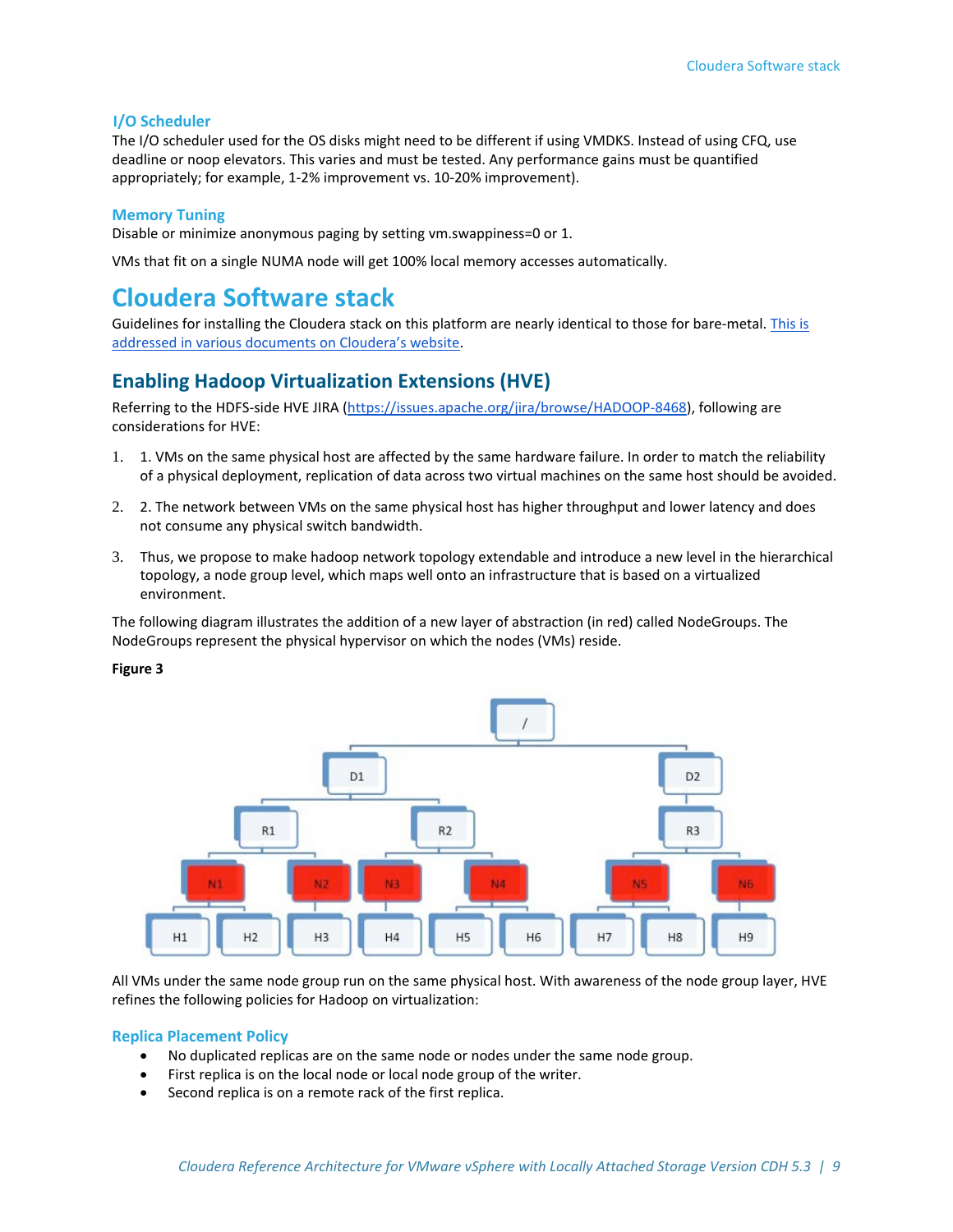### I/O Scheduler

The I/O scheduler used for the OS disks might need to be different if using VMDKS. Instead of using CFQ, use deadline or noop elevators. This varies and must be tested. Any performance gains must be quantified appropriately; for example, 1-2% improvement vs. 10-20% improvement).

### Memory Tuning

Disable or minimize anonymous paging by setting vm.swappiness=0 or 1.

VMs that fit on a single NUMA node will get 100% local memory accesses automatically.

# Cloudera Software stack

Guidelines for installing the Cloudera stack on this platform are nearly identical to those for bare-metal. This is addressed in various documents on Cloudera's website.

## Enabling Hadoop Virtualization Extensions (HVE)

Referring to the HDFS-side HVE JIRA (https://issues.apache.org/jira/browse/HADOOP-8468), following are considerations for HVE:

1. 1. VMs on the same physical host are affected by the same hardware failure. In order to match the reliability of a physical deployment, replication of data across two virtual machines on the same host should be avoided.
2. 2. The network between VMs on the same physical host has higher throughput and lower latency and does not consume any physical switch bandwidth.
3. Thus, we propose to make hadoop network topology extendable and introduce a new level in the hierarchical topology, a node group level, which maps well onto an infrastructure that is based on a virtualized environment.

The following diagram illustrates the addition of a new layer of abstraction (in red) called NodeGroups. The NodeGroups represent the physical hypervisor on which the nodes (VMs) reside.

**Figure 3**

All VMs under the same node group run on the same physical host. With awareness of the node group layer, HVE refines the following policies for Hadoop on virtualization:

### Replica Placement Policy

- No duplicated replicas are on the same node or nodes under the same node group.
- First replica is on the local node or local node group of the writer.
- Second replica is on a remote rack of the first replica.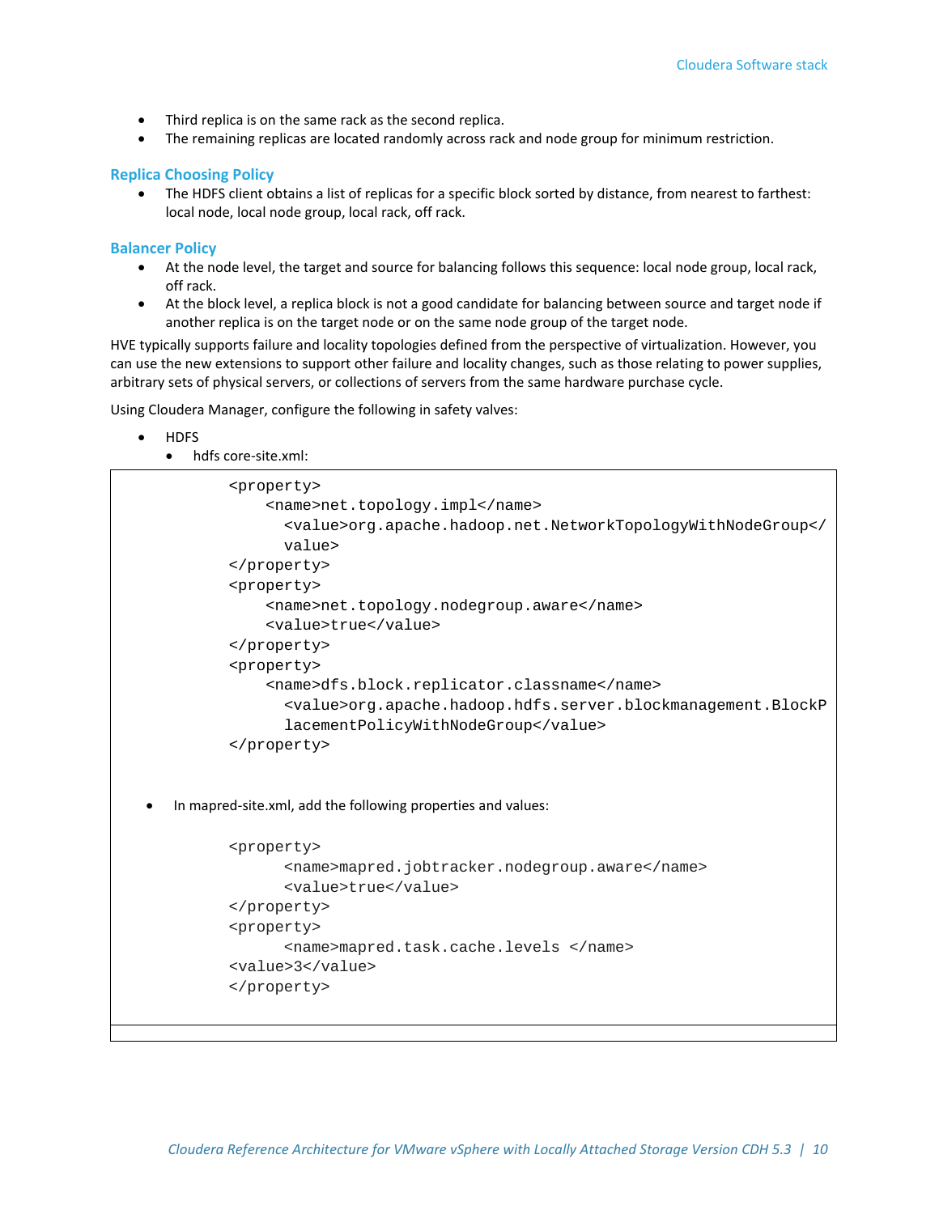- Third replica is on the same rack as the second replica.
- The remaining replicas are located randomly across rack and node group for minimum restriction.

### Replica Choosing Policy

- The HDFS client obtains a list of replicas for a specific block sorted by distance, from nearest to farthest: local node, local node group, local rack, off rack.

### Balancer Policy

- At the node level, the target and source for balancing follows this sequence: local node group, local rack, off rack.
- At the block level, a replica block is not a good candidate for balancing between source and target node if another replica is on the target node or on the same node group of the target node.

HVE typically supports failure and locality topologies defined from the perspective of virtualization. However, you can use the new extensions to support other failure and locality changes, such as those relating to power supplies, arbitrary sets of physical servers, or collections of servers from the same hardware purchase cycle.

Using Cloudera Manager, configure the following in safety valves:

- HDFS
  - hdfs core-site.xml:

```
<property>
    <name>net.topology.impl</name>
      <value>org.apache.hadoop.net.NetworkTopologyWithNodeGroup</
      value>
</property>
<property>
    <name>net.topology.nodegroup.aware</name>
    <value>true</value>
</property>
<property>
    <name>dfs.block.replicator.classname</name>
      <value>org.apache.hadoop.hdfs.server.blockmanagement.BlockP
      lacementPolicyWithNodeGroup</value>
</property>
```

- In mapred-site.xml, add the following properties and values:

```
<property>
      <name>mapred.jobtracker.nodegroup.aware</name>
      <value>true</value>
</property>
<property>
      <name>mapred.task.cache.levels </name>
<value>3</value>
</property>
```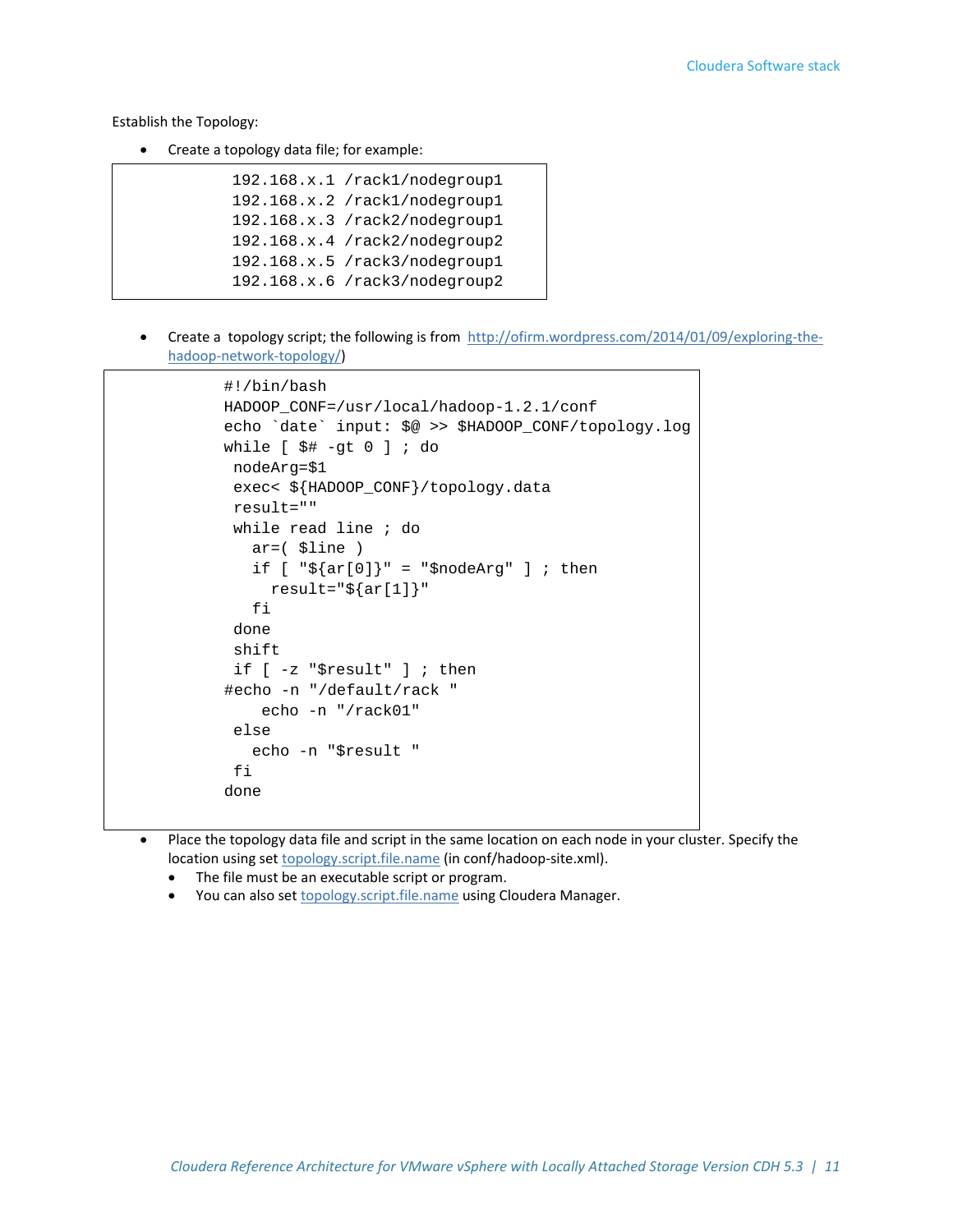Establish the Topology:

- Create a topology data file; for example:

```
192.168.x.1 /rack1/nodegroup1
192.168.x.2 /rack1/nodegroup1
192.168.x.3 /rack2/nodegroup1
192.168.x.4 /rack2/nodegroup2
192.168.x.5 /rack3/nodegroup1
192.168.x.6 /rack3/nodegroup2
```

- Create a topology script; the following is from [http://ofirm.wordpress.com/2014/01/09/exploring-the-hadoop-network-topology/](http://ofirm.wordpress.com/2014/01/09/exploring-the-hadoop-network-topology/))

```
#!/bin/bash
HADOOP_CONF=/usr/local/hadoop-1.2.1/conf
echo `date` input: $@ >> $HADOOP_CONF/topology.log
while [ $# -gt 0 ] ; do
 nodeArg=$1
 exec< ${HADOOP_CONF}/topology.data
 result=""
 while read line ; do
   ar=( $line )
   if [ "${ar[0]}" = "$nodeArg" ] ; then
     result="${ar[1]}"
   fi
 done
 shift
 if [ -z "$result" ] ; then
#echo -n "/default/rack "
    echo -n "/rack01"
 else
   echo -n "$result "
 fi
done
```

- Place the topology data file and script in the same location on each node in your cluster. Specify the location using set topology.script.file.name (in conf/hadoop-site.xml).
  - The file must be an executable script or program.
  - You can also set topology.script.file.name using Cloudera Manager.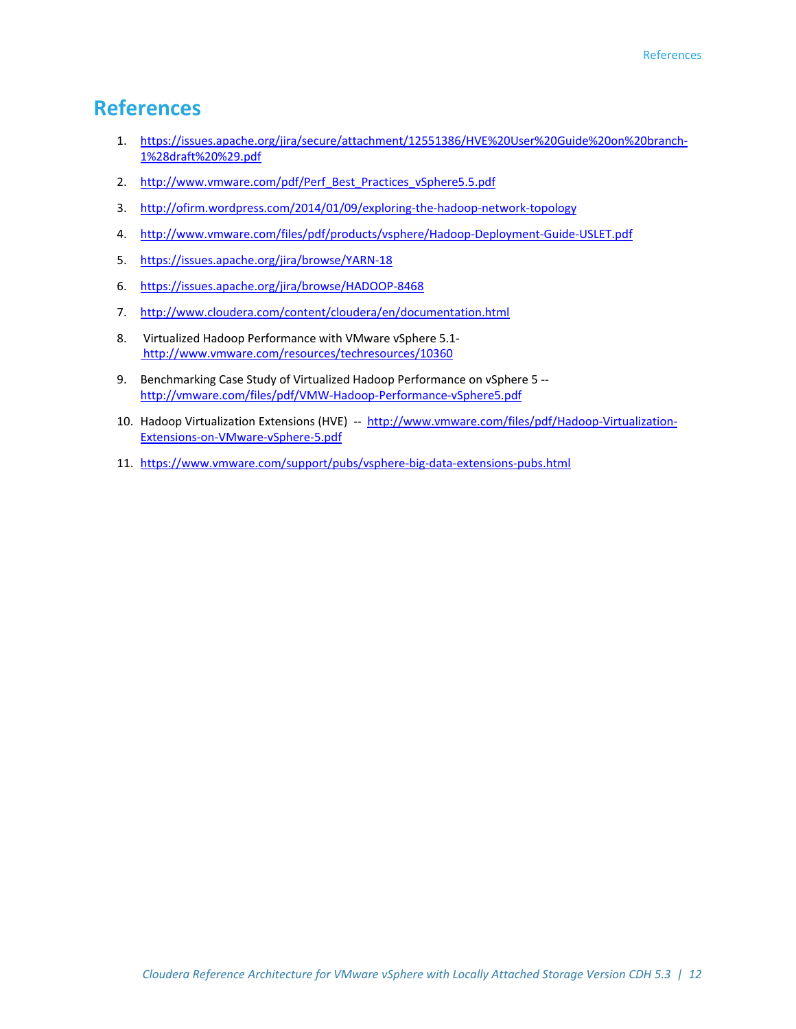# References

1. https://issues.apache.org/jira/secure/attachment/12551386/HVE%20User%20Guide%20on%20branch-1%28draft%20%29.pdf
2. http://www.vmware.com/pdf/Perf_Best_Practices_vSphere5.5.pdf
3. http://ofirm.wordpress.com/2014/01/09/exploring-the-hadoop-network-topology
4. http://www.vmware.com/files/pdf/products/vsphere/Hadoop-Deployment-Guide-USLET.pdf
5. https://issues.apache.org/jira/browse/YARN-18
6. https://issues.apache.org/jira/browse/HADOOP-8468
7. http://www.cloudera.com/content/cloudera/en/documentation.html
8. Virtualized Hadoop Performance with VMware vSphere 5.1- http://www.vmware.com/resources/techresources/10360
9. Benchmarking Case Study of Virtualized Hadoop Performance on vSphere 5 -- http://vmware.com/files/pdf/VMW-Hadoop-Performance-vSphere5.pdf
10. Hadoop Virtualization Extensions (HVE) -- http://www.vmware.com/files/pdf/Hadoop-Virtualization-Extensions-on-VMware-vSphere-5.pdf
11. https://www.vmware.com/support/pubs/vsphere-big-data-extensions-pubs.html